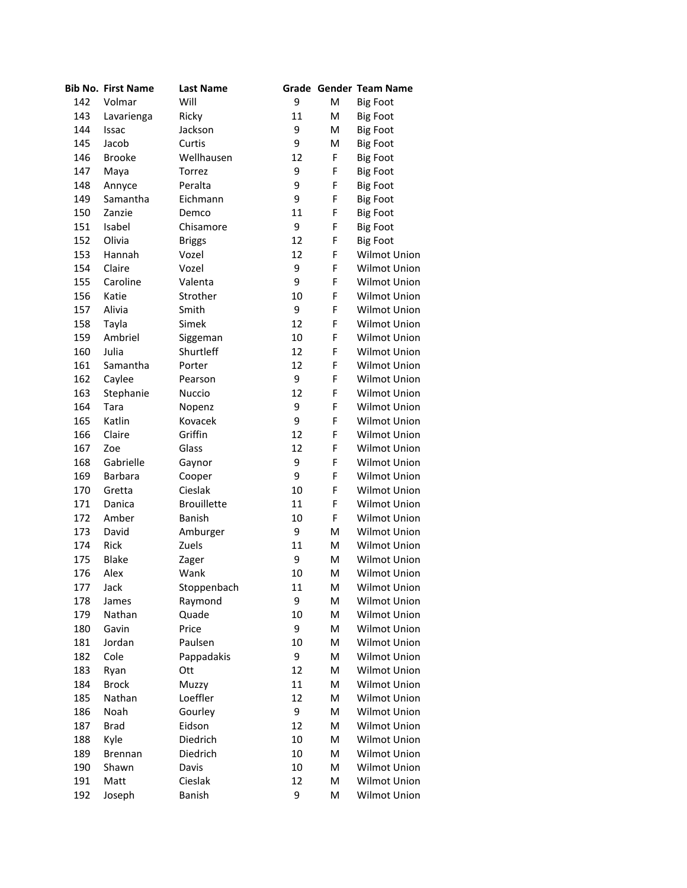| Bib No. | First Name | Last Name | Grade | Gender | Team Name |
|---|---|---|---|---|---|
| 142 | Volmar | Will | 9 | M | Big Foot |
| 143 | Lavarienga | Ricky | 11 | M | Big Foot |
| 144 | Issac | Jackson | 9 | M | Big Foot |
| 145 | Jacob | Curtis | 9 | M | Big Foot |
| 146 | Brooke | Wellhausen | 12 | F | Big Foot |
| 147 | Maya | Torrez | 9 | F | Big Foot |
| 148 | Annyce | Peralta | 9 | F | Big Foot |
| 149 | Samantha | Eichmann | 9 | F | Big Foot |
| 150 | Zanzie | Demco | 11 | F | Big Foot |
| 151 | Isabel | Chisamore | 9 | F | Big Foot |
| 152 | Olivia | Briggs | 12 | F | Big Foot |
| 153 | Hannah | Vozel | 12 | F | Wilmot Union |
| 154 | Claire | Vozel | 9 | F | Wilmot Union |
| 155 | Caroline | Valenta | 9 | F | Wilmot Union |
| 156 | Katie | Strother | 10 | F | Wilmot Union |
| 157 | Alivia | Smith | 9 | F | Wilmot Union |
| 158 | Tayla | Simek | 12 | F | Wilmot Union |
| 159 | Ambriel | Siggeman | 10 | F | Wilmot Union |
| 160 | Julia | Shurtleff | 12 | F | Wilmot Union |
| 161 | Samantha | Porter | 12 | F | Wilmot Union |
| 162 | Caylee | Pearson | 9 | F | Wilmot Union |
| 163 | Stephanie | Nuccio | 12 | F | Wilmot Union |
| 164 | Tara | Nopenz | 9 | F | Wilmot Union |
| 165 | Katlin | Kovacek | 9 | F | Wilmot Union |
| 166 | Claire | Griffin | 12 | F | Wilmot Union |
| 167 | Zoe | Glass | 12 | F | Wilmot Union |
| 168 | Gabrielle | Gaynor | 9 | F | Wilmot Union |
| 169 | Barbara | Cooper | 9 | F | Wilmot Union |
| 170 | Gretta | Cieslak | 10 | F | Wilmot Union |
| 171 | Danica | Brouillette | 11 | F | Wilmot Union |
| 172 | Amber | Banish | 10 | F | Wilmot Union |
| 173 | David | Amburger | 9 | M | Wilmot Union |
| 174 | Rick | Zuels | 11 | M | Wilmot Union |
| 175 | Blake | Zager | 9 | M | Wilmot Union |
| 176 | Alex | Wank | 10 | M | Wilmot Union |
| 177 | Jack | Stoppenbach | 11 | M | Wilmot Union |
| 178 | James | Raymond | 9 | M | Wilmot Union |
| 179 | Nathan | Quade | 10 | M | Wilmot Union |
| 180 | Gavin | Price | 9 | M | Wilmot Union |
| 181 | Jordan | Paulsen | 10 | M | Wilmot Union |
| 182 | Cole | Pappadakis | 9 | M | Wilmot Union |
| 183 | Ryan | Ott | 12 | M | Wilmot Union |
| 184 | Brock | Muzzy | 11 | M | Wilmot Union |
| 185 | Nathan | Loeffler | 12 | M | Wilmot Union |
| 186 | Noah | Gourley | 9 | M | Wilmot Union |
| 187 | Brad | Eidson | 12 | M | Wilmot Union |
| 188 | Kyle | Diedrich | 10 | M | Wilmot Union |
| 189 | Brennan | Diedrich | 10 | M | Wilmot Union |
| 190 | Shawn | Davis | 10 | M | Wilmot Union |
| 191 | Matt | Cieslak | 12 | M | Wilmot Union |
| 192 | Joseph | Banish | 9 | M | Wilmot Union |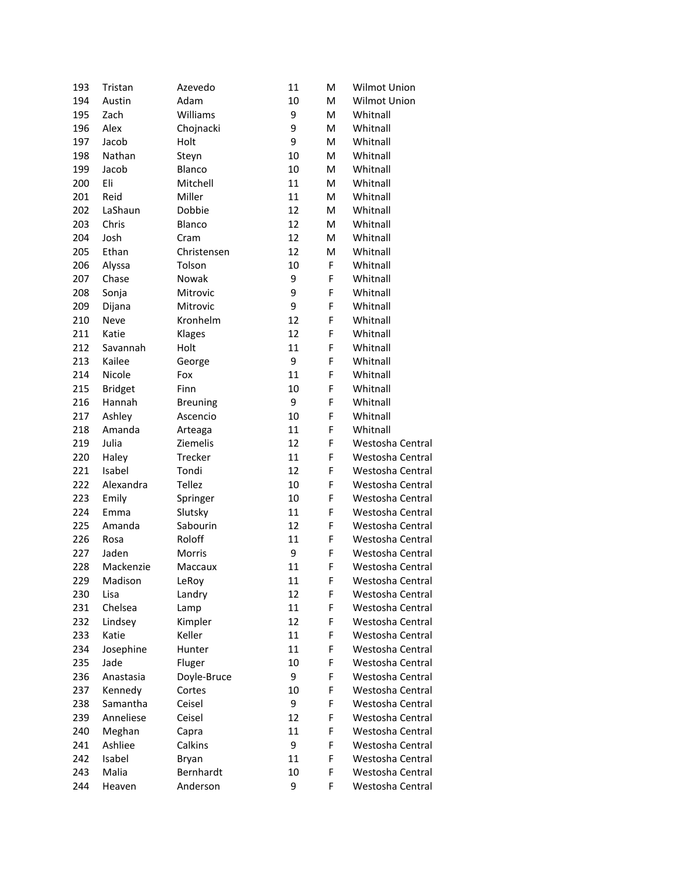| 193 | Tristan | Azevedo | 11 | M | Wilmot Union |
|---|---|---|---|---|---|
| 194 | Austin | Adam | 10 | M | Wilmot Union |
| 195 | Zach | Williams | 9 | M | Whitnall |
| 196 | Alex | Chojnacki | 9 | M | Whitnall |
| 197 | Jacob | Holt | 9 | M | Whitnall |
| 198 | Nathan | Steyn | 10 | M | Whitnall |
| 199 | Jacob | Blanco | 10 | M | Whitnall |
| 200 | Eli | Mitchell | 11 | M | Whitnall |
| 201 | Reid | Miller | 11 | M | Whitnall |
| 202 | LaShaun | Dobbie | 12 | M | Whitnall |
| 203 | Chris | Blanco | 12 | M | Whitnall |
| 204 | Josh | Cram | 12 | M | Whitnall |
| 205 | Ethan | Christensen | 12 | M | Whitnall |
| 206 | Alyssa | Tolson | 10 | F | Whitnall |
| 207 | Chase | Nowak | 9 | F | Whitnall |
| 208 | Sonja | Mitrovic | 9 | F | Whitnall |
| 209 | Dijana | Mitrovic | 9 | F | Whitnall |
| 210 | Neve | Kronhelm | 12 | F | Whitnall |
| 211 | Katie | Klages | 12 | F | Whitnall |
| 212 | Savannah | Holt | 11 | F | Whitnall |
| 213 | Kailee | George | 9 | F | Whitnall |
| 214 | Nicole | Fox | 11 | F | Whitnall |
| 215 | Bridget | Finn | 10 | F | Whitnall |
| 216 | Hannah | Breuning | 9 | F | Whitnall |
| 217 | Ashley | Ascencio | 10 | F | Whitnall |
| 218 | Amanda | Arteaga | 11 | F | Whitnall |
| 219 | Julia | Ziemelis | 12 | F | Westosha Central |
| 220 | Haley | Trecker | 11 | F | Westosha Central |
| 221 | Isabel | Tondi | 12 | F | Westosha Central |
| 222 | Alexandra | Tellez | 10 | F | Westosha Central |
| 223 | Emily | Springer | 10 | F | Westosha Central |
| 224 | Emma | Slutsky | 11 | F | Westosha Central |
| 225 | Amanda | Sabourin | 12 | F | Westosha Central |
| 226 | Rosa | Roloff | 11 | F | Westosha Central |
| 227 | Jaden | Morris | 9 | F | Westosha Central |
| 228 | Mackenzie | Maccaux | 11 | F | Westosha Central |
| 229 | Madison | LeRoy | 11 | F | Westosha Central |
| 230 | Lisa | Landry | 12 | F | Westosha Central |
| 231 | Chelsea | Lamp | 11 | F | Westosha Central |
| 232 | Lindsey | Kimpler | 12 | F | Westosha Central |
| 233 | Katie | Keller | 11 | F | Westosha Central |
| 234 | Josephine | Hunter | 11 | F | Westosha Central |
| 235 | Jade | Fluger | 10 | F | Westosha Central |
| 236 | Anastasia | Doyle-Bruce | 9 | F | Westosha Central |
| 237 | Kennedy | Cortes | 10 | F | Westosha Central |
| 238 | Samantha | Ceisel | 9 | F | Westosha Central |
| 239 | Anneliese | Ceisel | 12 | F | Westosha Central |
| 240 | Meghan | Capra | 11 | F | Westosha Central |
| 241 | Ashliee | Calkins | 9 | F | Westosha Central |
| 242 | Isabel | Bryan | 11 | F | Westosha Central |
| 243 | Malia | Bernhardt | 10 | F | Westosha Central |
| 244 | Heaven | Anderson | 9 | F | Westosha Central |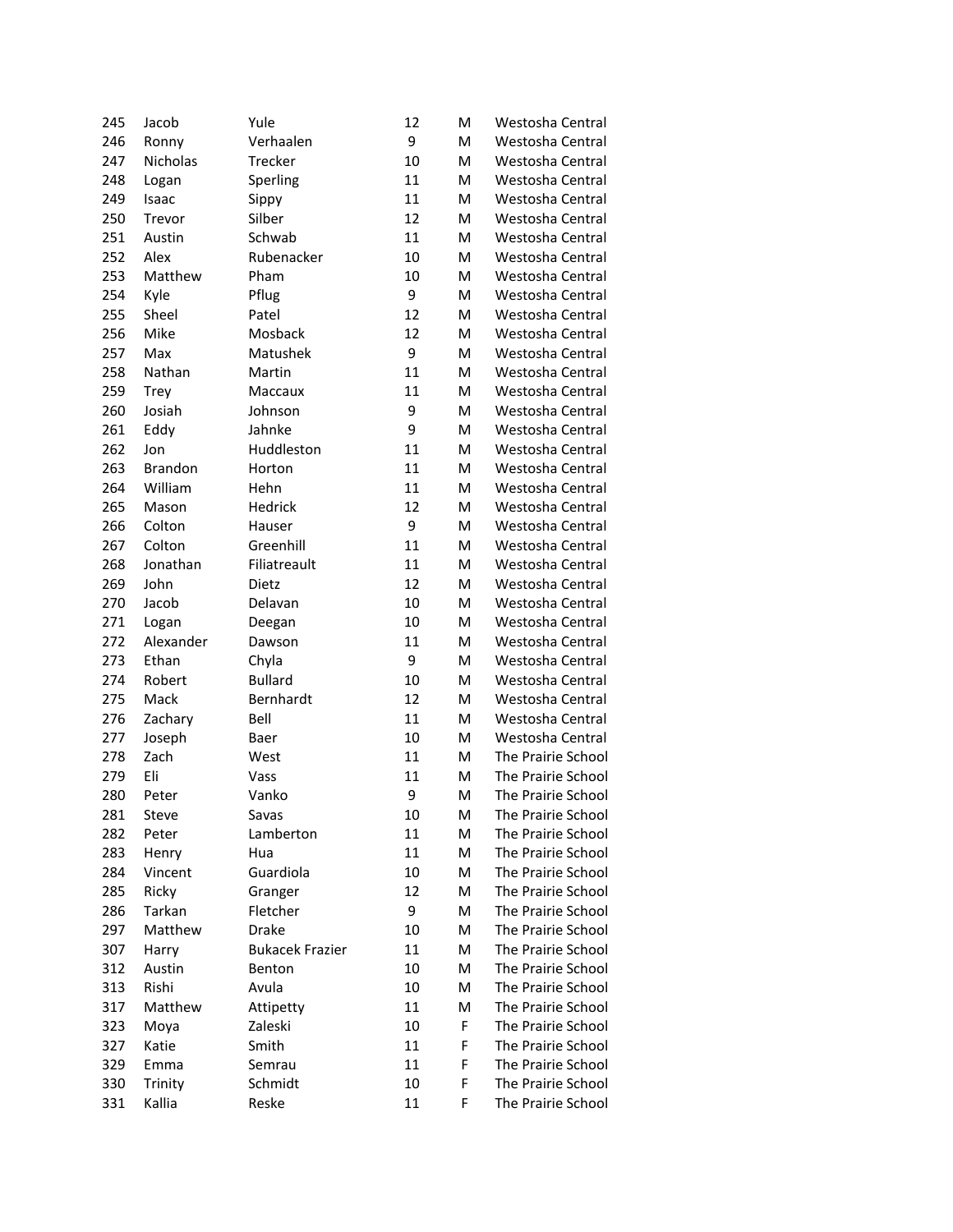| | | | | | |
|---|---|---|---|---|---|
| 245 | Jacob | Yule | 12 | M | Westosha Central |
| 246 | Ronny | Verhaalen | 9 | M | Westosha Central |
| 247 | Nicholas | Trecker | 10 | M | Westosha Central |
| 248 | Logan | Sperling | 11 | M | Westosha Central |
| 249 | Isaac | Sippy | 11 | M | Westosha Central |
| 250 | Trevor | Silber | 12 | M | Westosha Central |
| 251 | Austin | Schwab | 11 | M | Westosha Central |
| 252 | Alex | Rubenacker | 10 | M | Westosha Central |
| 253 | Matthew | Pham | 10 | M | Westosha Central |
| 254 | Kyle | Pflug | 9 | M | Westosha Central |
| 255 | Sheel | Patel | 12 | M | Westosha Central |
| 256 | Mike | Mosback | 12 | M | Westosha Central |
| 257 | Max | Matushek | 9 | M | Westosha Central |
| 258 | Nathan | Martin | 11 | M | Westosha Central |
| 259 | Trey | Maccaux | 11 | M | Westosha Central |
| 260 | Josiah | Johnson | 9 | M | Westosha Central |
| 261 | Eddy | Jahnke | 9 | M | Westosha Central |
| 262 | Jon | Huddleston | 11 | M | Westosha Central |
| 263 | Brandon | Horton | 11 | M | Westosha Central |
| 264 | William | Hehn | 11 | M | Westosha Central |
| 265 | Mason | Hedrick | 12 | M | Westosha Central |
| 266 | Colton | Hauser | 9 | M | Westosha Central |
| 267 | Colton | Greenhill | 11 | M | Westosha Central |
| 268 | Jonathan | Filiatreault | 11 | M | Westosha Central |
| 269 | John | Dietz | 12 | M | Westosha Central |
| 270 | Jacob | Delavan | 10 | M | Westosha Central |
| 271 | Logan | Deegan | 10 | M | Westosha Central |
| 272 | Alexander | Dawson | 11 | M | Westosha Central |
| 273 | Ethan | Chyla | 9 | M | Westosha Central |
| 274 | Robert | Bullard | 10 | M | Westosha Central |
| 275 | Mack | Bernhardt | 12 | M | Westosha Central |
| 276 | Zachary | Bell | 11 | M | Westosha Central |
| 277 | Joseph | Baer | 10 | M | Westosha Central |
| 278 | Zach | West | 11 | M | The Prairie School |
| 279 | Eli | Vass | 11 | M | The Prairie School |
| 280 | Peter | Vanko | 9 | M | The Prairie School |
| 281 | Steve | Savas | 10 | M | The Prairie School |
| 282 | Peter | Lamberton | 11 | M | The Prairie School |
| 283 | Henry | Hua | 11 | M | The Prairie School |
| 284 | Vincent | Guardiola | 10 | M | The Prairie School |
| 285 | Ricky | Granger | 12 | M | The Prairie School |
| 286 | Tarkan | Fletcher | 9 | M | The Prairie School |
| 297 | Matthew | Drake | 10 | M | The Prairie School |
| 307 | Harry | Bukacek Frazier | 11 | M | The Prairie School |
| 312 | Austin | Benton | 10 | M | The Prairie School |
| 313 | Rishi | Avula | 10 | M | The Prairie School |
| 317 | Matthew | Attipetty | 11 | M | The Prairie School |
| 323 | Moya | Zaleski | 10 | F | The Prairie School |
| 327 | Katie | Smith | 11 | F | The Prairie School |
| 329 | Emma | Semrau | 11 | F | The Prairie School |
| 330 | Trinity | Schmidt | 10 | F | The Prairie School |
| 331 | Kallia | Reske | 11 | F | The Prairie School |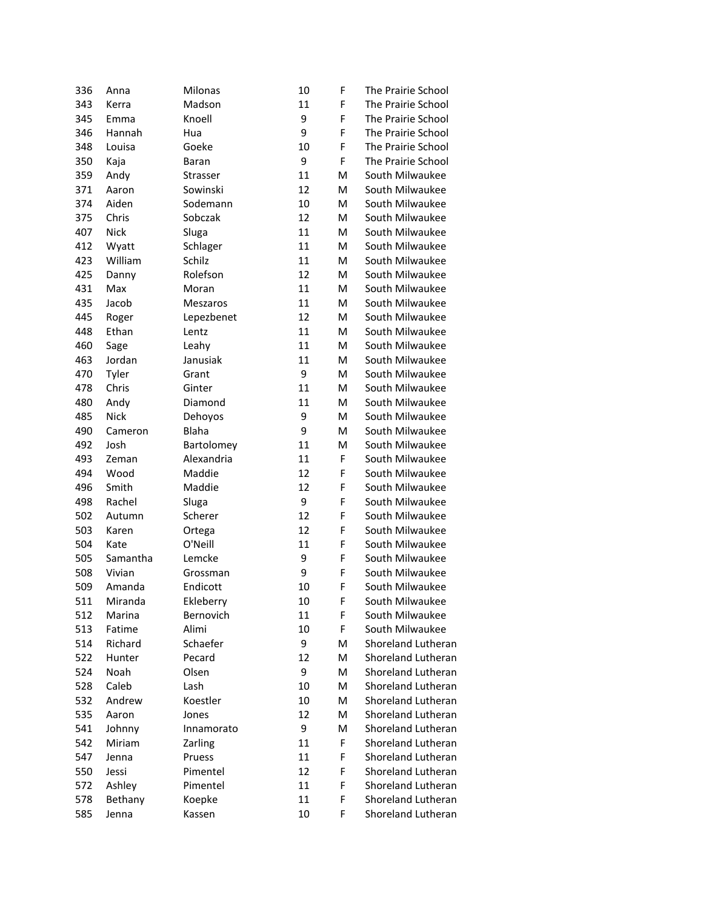| | | | | | |
|---|---|---|---|---|---|
| 336 | Anna | Milonas | 10 | F | The Prairie School |
| 343 | Kerra | Madson | 11 | F | The Prairie School |
| 345 | Emma | Knoell | 9 | F | The Prairie School |
| 346 | Hannah | Hua | 9 | F | The Prairie School |
| 348 | Louisa | Goeke | 10 | F | The Prairie School |
| 350 | Kaja | Baran | 9 | F | The Prairie School |
| 359 | Andy | Strasser | 11 | M | South Milwaukee |
| 371 | Aaron | Sowinski | 12 | M | South Milwaukee |
| 374 | Aiden | Sodemann | 10 | M | South Milwaukee |
| 375 | Chris | Sobczak | 12 | M | South Milwaukee |
| 407 | Nick | Sluga | 11 | M | South Milwaukee |
| 412 | Wyatt | Schlager | 11 | M | South Milwaukee |
| 423 | William | Schilz | 11 | M | South Milwaukee |
| 425 | Danny | Rolefson | 12 | M | South Milwaukee |
| 431 | Max | Moran | 11 | M | South Milwaukee |
| 435 | Jacob | Meszaros | 11 | M | South Milwaukee |
| 445 | Roger | Lepezbenet | 12 | M | South Milwaukee |
| 448 | Ethan | Lentz | 11 | M | South Milwaukee |
| 460 | Sage | Leahy | 11 | M | South Milwaukee |
| 463 | Jordan | Janusiak | 11 | M | South Milwaukee |
| 470 | Tyler | Grant | 9 | M | South Milwaukee |
| 478 | Chris | Ginter | 11 | M | South Milwaukee |
| 480 | Andy | Diamond | 11 | M | South Milwaukee |
| 485 | Nick | Dehoyos | 9 | M | South Milwaukee |
| 490 | Cameron | Blaha | 9 | M | South Milwaukee |
| 492 | Josh | Bartolomey | 11 | M | South Milwaukee |
| 493 | Zeman | Alexandria | 11 | F | South Milwaukee |
| 494 | Wood | Maddie | 12 | F | South Milwaukee |
| 496 | Smith | Maddie | 12 | F | South Milwaukee |
| 498 | Rachel | Sluga | 9 | F | South Milwaukee |
| 502 | Autumn | Scherer | 12 | F | South Milwaukee |
| 503 | Karen | Ortega | 12 | F | South Milwaukee |
| 504 | Kate | O'Neill | 11 | F | South Milwaukee |
| 505 | Samantha | Lemcke | 9 | F | South Milwaukee |
| 508 | Vivian | Grossman | 9 | F | South Milwaukee |
| 509 | Amanda | Endicott | 10 | F | South Milwaukee |
| 511 | Miranda | Ekleberry | 10 | F | South Milwaukee |
| 512 | Marina | Bernovich | 11 | F | South Milwaukee |
| 513 | Fatime | Alimi | 10 | F | South Milwaukee |
| 514 | Richard | Schaefer | 9 | M | Shoreland Lutheran |
| 522 | Hunter | Pecard | 12 | M | Shoreland Lutheran |
| 524 | Noah | Olsen | 9 | M | Shoreland Lutheran |
| 528 | Caleb | Lash | 10 | M | Shoreland Lutheran |
| 532 | Andrew | Koestler | 10 | M | Shoreland Lutheran |
| 535 | Aaron | Jones | 12 | M | Shoreland Lutheran |
| 541 | Johnny | Innamorato | 9 | M | Shoreland Lutheran |
| 542 | Miriam | Zarling | 11 | F | Shoreland Lutheran |
| 547 | Jenna | Pruess | 11 | F | Shoreland Lutheran |
| 550 | Jessi | Pimentel | 12 | F | Shoreland Lutheran |
| 572 | Ashley | Pimentel | 11 | F | Shoreland Lutheran |
| 578 | Bethany | Koepke | 11 | F | Shoreland Lutheran |
| 585 | Jenna | Kassen | 10 | F | Shoreland Lutheran |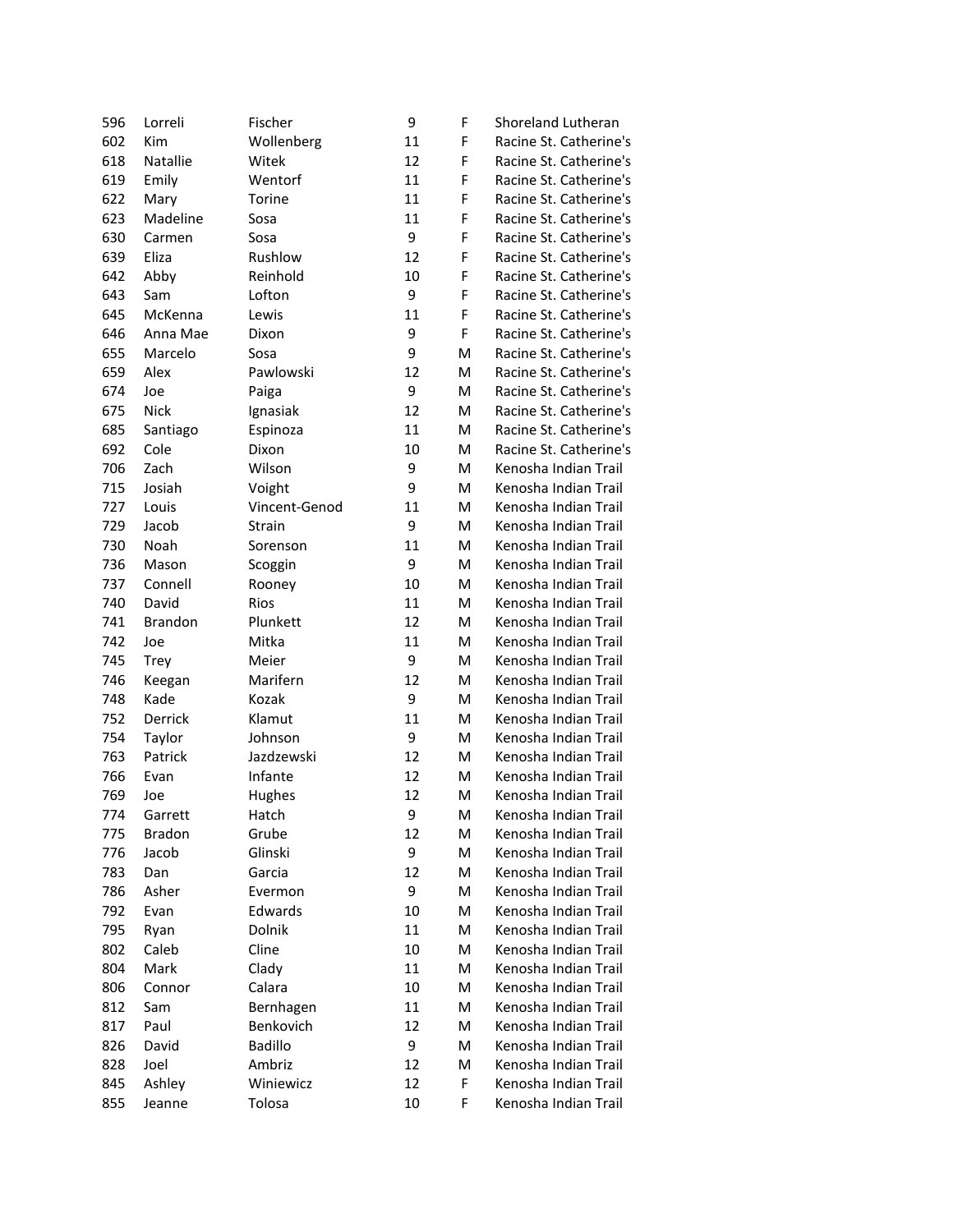| 596 | Lorreli | Fischer | 9 | F | Shoreland Lutheran |
|---|---|---|---|---|---|
| 602 | Kim | Wollenberg | 11 | F | Racine St. Catherine's |
| 618 | Natallie | Witek | 12 | F | Racine St. Catherine's |
| 619 | Emily | Wentorf | 11 | F | Racine St. Catherine's |
| 622 | Mary | Torine | 11 | F | Racine St. Catherine's |
| 623 | Madeline | Sosa | 11 | F | Racine St. Catherine's |
| 630 | Carmen | Sosa | 9 | F | Racine St. Catherine's |
| 639 | Eliza | Rushlow | 12 | F | Racine St. Catherine's |
| 642 | Abby | Reinhold | 10 | F | Racine St. Catherine's |
| 643 | Sam | Lofton | 9 | F | Racine St. Catherine's |
| 645 | McKenna | Lewis | 11 | F | Racine St. Catherine's |
| 646 | Anna Mae | Dixon | 9 | F | Racine St. Catherine's |
| 655 | Marcelo | Sosa | 9 | M | Racine St. Catherine's |
| 659 | Alex | Pawlowski | 12 | M | Racine St. Catherine's |
| 674 | Joe | Paiga | 9 | M | Racine St. Catherine's |
| 675 | Nick | Ignasiak | 12 | M | Racine St. Catherine's |
| 685 | Santiago | Espinoza | 11 | M | Racine St. Catherine's |
| 692 | Cole | Dixon | 10 | M | Racine St. Catherine's |
| 706 | Zach | Wilson | 9 | M | Kenosha Indian Trail |
| 715 | Josiah | Voight | 9 | M | Kenosha Indian Trail |
| 727 | Louis | Vincent-Genod | 11 | M | Kenosha Indian Trail |
| 729 | Jacob | Strain | 9 | M | Kenosha Indian Trail |
| 730 | Noah | Sorenson | 11 | M | Kenosha Indian Trail |
| 736 | Mason | Scoggin | 9 | M | Kenosha Indian Trail |
| 737 | Connell | Rooney | 10 | M | Kenosha Indian Trail |
| 740 | David | Rios | 11 | M | Kenosha Indian Trail |
| 741 | Brandon | Plunkett | 12 | M | Kenosha Indian Trail |
| 742 | Joe | Mitka | 11 | M | Kenosha Indian Trail |
| 745 | Trey | Meier | 9 | M | Kenosha Indian Trail |
| 746 | Keegan | Marifern | 12 | M | Kenosha Indian Trail |
| 748 | Kade | Kozak | 9 | M | Kenosha Indian Trail |
| 752 | Derrick | Klamut | 11 | M | Kenosha Indian Trail |
| 754 | Taylor | Johnson | 9 | M | Kenosha Indian Trail |
| 763 | Patrick | Jazdzewski | 12 | M | Kenosha Indian Trail |
| 766 | Evan | Infante | 12 | M | Kenosha Indian Trail |
| 769 | Joe | Hughes | 12 | M | Kenosha Indian Trail |
| 774 | Garrett | Hatch | 9 | M | Kenosha Indian Trail |
| 775 | Bradon | Grube | 12 | M | Kenosha Indian Trail |
| 776 | Jacob | Glinski | 9 | M | Kenosha Indian Trail |
| 783 | Dan | Garcia | 12 | M | Kenosha Indian Trail |
| 786 | Asher | Evermon | 9 | M | Kenosha Indian Trail |
| 792 | Evan | Edwards | 10 | M | Kenosha Indian Trail |
| 795 | Ryan | Dolnik | 11 | M | Kenosha Indian Trail |
| 802 | Caleb | Cline | 10 | M | Kenosha Indian Trail |
| 804 | Mark | Clady | 11 | M | Kenosha Indian Trail |
| 806 | Connor | Calara | 10 | M | Kenosha Indian Trail |
| 812 | Sam | Bernhagen | 11 | M | Kenosha Indian Trail |
| 817 | Paul | Benkovich | 12 | M | Kenosha Indian Trail |
| 826 | David | Badillo | 9 | M | Kenosha Indian Trail |
| 828 | Joel | Ambriz | 12 | M | Kenosha Indian Trail |
| 845 | Ashley | Winiewicz | 12 | F | Kenosha Indian Trail |
| 855 | Jeanne | Tolosa | 10 | F | Kenosha Indian Trail |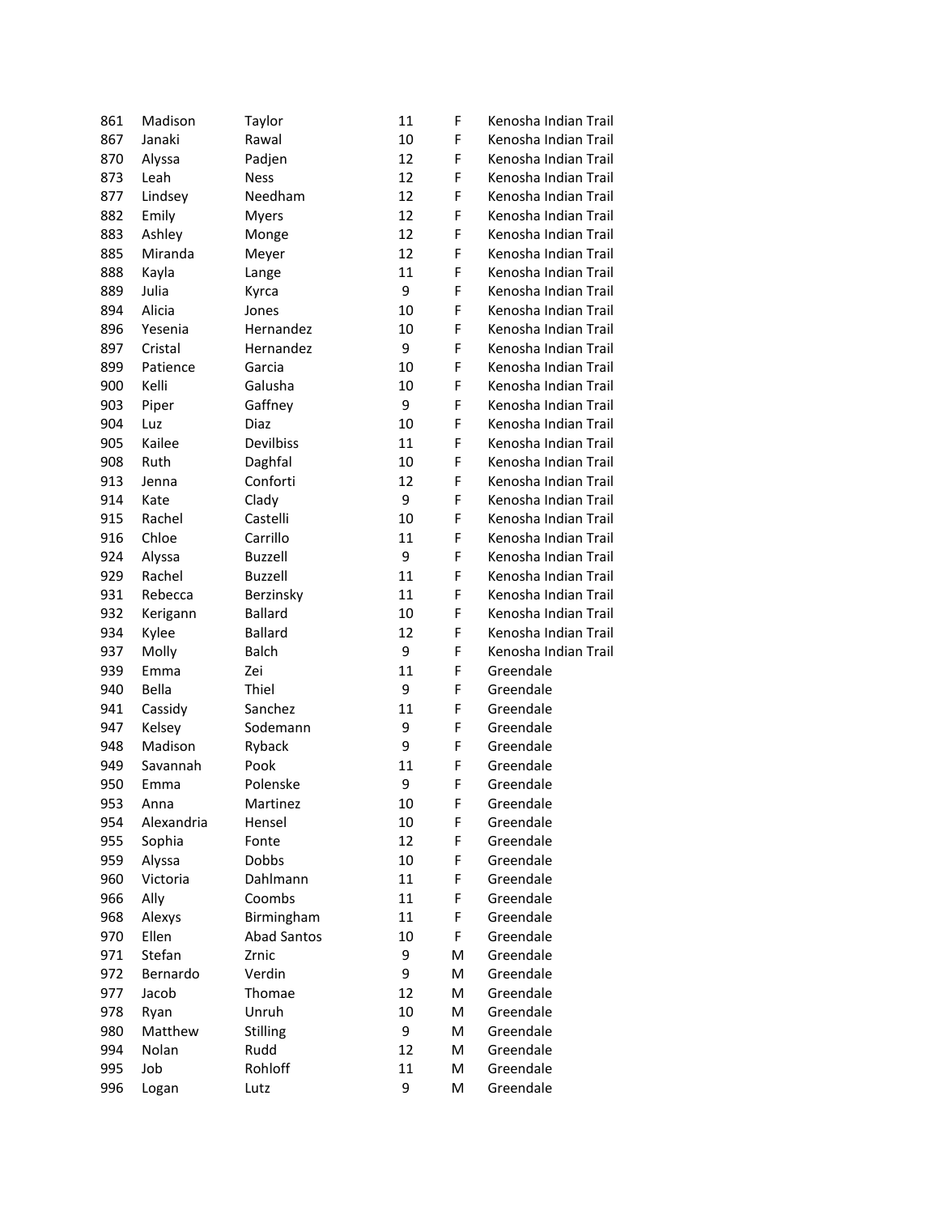| | | | | | |
|---|---|---|---|---|---|
| 861 | Madison | Taylor | 11 | F | Kenosha Indian Trail |
| 867 | Janaki | Rawal | 10 | F | Kenosha Indian Trail |
| 870 | Alyssa | Padjen | 12 | F | Kenosha Indian Trail |
| 873 | Leah | Ness | 12 | F | Kenosha Indian Trail |
| 877 | Lindsey | Needham | 12 | F | Kenosha Indian Trail |
| 882 | Emily | Myers | 12 | F | Kenosha Indian Trail |
| 883 | Ashley | Monge | 12 | F | Kenosha Indian Trail |
| 885 | Miranda | Meyer | 12 | F | Kenosha Indian Trail |
| 888 | Kayla | Lange | 11 | F | Kenosha Indian Trail |
| 889 | Julia | Kyrca | 9 | F | Kenosha Indian Trail |
| 894 | Alicia | Jones | 10 | F | Kenosha Indian Trail |
| 896 | Yesenia | Hernandez | 10 | F | Kenosha Indian Trail |
| 897 | Cristal | Hernandez | 9 | F | Kenosha Indian Trail |
| 899 | Patience | Garcia | 10 | F | Kenosha Indian Trail |
| 900 | Kelli | Galusha | 10 | F | Kenosha Indian Trail |
| 903 | Piper | Gaffney | 9 | F | Kenosha Indian Trail |
| 904 | Luz | Diaz | 10 | F | Kenosha Indian Trail |
| 905 | Kailee | Devilbiss | 11 | F | Kenosha Indian Trail |
| 908 | Ruth | Daghfal | 10 | F | Kenosha Indian Trail |
| 913 | Jenna | Conforti | 12 | F | Kenosha Indian Trail |
| 914 | Kate | Clady | 9 | F | Kenosha Indian Trail |
| 915 | Rachel | Castelli | 10 | F | Kenosha Indian Trail |
| 916 | Chloe | Carrillo | 11 | F | Kenosha Indian Trail |
| 924 | Alyssa | Buzzell | 9 | F | Kenosha Indian Trail |
| 929 | Rachel | Buzzell | 11 | F | Kenosha Indian Trail |
| 931 | Rebecca | Berzinsky | 11 | F | Kenosha Indian Trail |
| 932 | Kerigann | Ballard | 10 | F | Kenosha Indian Trail |
| 934 | Kylee | Ballard | 12 | F | Kenosha Indian Trail |
| 937 | Molly | Balch | 9 | F | Kenosha Indian Trail |
| 939 | Emma | Zei | 11 | F | Greendale |
| 940 | Bella | Thiel | 9 | F | Greendale |
| 941 | Cassidy | Sanchez | 11 | F | Greendale |
| 947 | Kelsey | Sodemann | 9 | F | Greendale |
| 948 | Madison | Ryback | 9 | F | Greendale |
| 949 | Savannah | Pook | 11 | F | Greendale |
| 950 | Emma | Polenske | 9 | F | Greendale |
| 953 | Anna | Martinez | 10 | F | Greendale |
| 954 | Alexandria | Hensel | 10 | F | Greendale |
| 955 | Sophia | Fonte | 12 | F | Greendale |
| 959 | Alyssa | Dobbs | 10 | F | Greendale |
| 960 | Victoria | Dahlmann | 11 | F | Greendale |
| 966 | Ally | Coombs | 11 | F | Greendale |
| 968 | Alexys | Birmingham | 11 | F | Greendale |
| 970 | Ellen | Abad Santos | 10 | F | Greendale |
| 971 | Stefan | Zrnic | 9 | M | Greendale |
| 972 | Bernardo | Verdin | 9 | M | Greendale |
| 977 | Jacob | Thomae | 12 | M | Greendale |
| 978 | Ryan | Unruh | 10 | M | Greendale |
| 980 | Matthew | Stilling | 9 | M | Greendale |
| 994 | Nolan | Rudd | 12 | M | Greendale |
| 995 | Job | Rohloff | 11 | M | Greendale |
| 996 | Logan | Lutz | 9 | M | Greendale |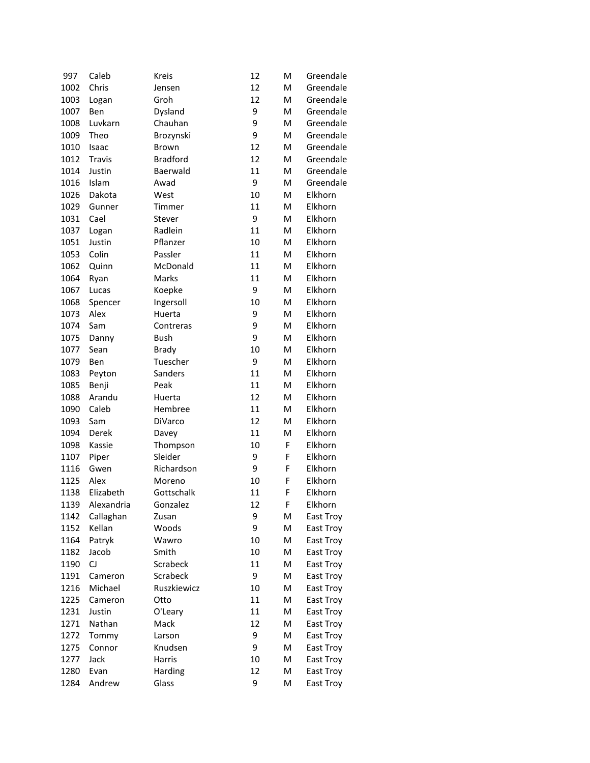| | | | | | |
|---|---|---|---|---|---|
| 997 | Caleb | Kreis | 12 | M | Greendale |
| 1002 | Chris | Jensen | 12 | M | Greendale |
| 1003 | Logan | Groh | 12 | M | Greendale |
| 1007 | Ben | Dysland | 9 | M | Greendale |
| 1008 | Luvkarn | Chauhan | 9 | M | Greendale |
| 1009 | Theo | Brozynski | 9 | M | Greendale |
| 1010 | Isaac | Brown | 12 | M | Greendale |
| 1012 | Travis | Bradford | 12 | M | Greendale |
| 1014 | Justin | Baerwald | 11 | M | Greendale |
| 1016 | Islam | Awad | 9 | M | Greendale |
| 1026 | Dakota | West | 10 | M | Elkhorn |
| 1029 | Gunner | Timmer | 11 | M | Elkhorn |
| 1031 | Cael | Stever | 9 | M | Elkhorn |
| 1037 | Logan | Radlein | 11 | M | Elkhorn |
| 1051 | Justin | Pflanzer | 10 | M | Elkhorn |
| 1053 | Colin | Passler | 11 | M | Elkhorn |
| 1062 | Quinn | McDonald | 11 | M | Elkhorn |
| 1064 | Ryan | Marks | 11 | M | Elkhorn |
| 1067 | Lucas | Koepke | 9 | M | Elkhorn |
| 1068 | Spencer | Ingersoll | 10 | M | Elkhorn |
| 1073 | Alex | Huerta | 9 | M | Elkhorn |
| 1074 | Sam | Contreras | 9 | M | Elkhorn |
| 1075 | Danny | Bush | 9 | M | Elkhorn |
| 1077 | Sean | Brady | 10 | M | Elkhorn |
| 1079 | Ben | Tuescher | 9 | M | Elkhorn |
| 1083 | Peyton | Sanders | 11 | M | Elkhorn |
| 1085 | Benji | Peak | 11 | M | Elkhorn |
| 1088 | Arandu | Huerta | 12 | M | Elkhorn |
| 1090 | Caleb | Hembree | 11 | M | Elkhorn |
| 1093 | Sam | DiVarco | 12 | M | Elkhorn |
| 1094 | Derek | Davey | 11 | M | Elkhorn |
| 1098 | Kassie | Thompson | 10 | F | Elkhorn |
| 1107 | Piper | Sleider | 9 | F | Elkhorn |
| 1116 | Gwen | Richardson | 9 | F | Elkhorn |
| 1125 | Alex | Moreno | 10 | F | Elkhorn |
| 1138 | Elizabeth | Gottschalk | 11 | F | Elkhorn |
| 1139 | Alexandria | Gonzalez | 12 | F | Elkhorn |
| 1142 | Callaghan | Zusan | 9 | M | East Troy |
| 1152 | Kellan | Woods | 9 | M | East Troy |
| 1164 | Patryk | Wawro | 10 | M | East Troy |
| 1182 | Jacob | Smith | 10 | M | East Troy |
| 1190 | CJ | Scrabeck | 11 | M | East Troy |
| 1191 | Cameron | Scrabeck | 9 | M | East Troy |
| 1216 | Michael | Ruszkiewicz | 10 | M | East Troy |
| 1225 | Cameron | Otto | 11 | M | East Troy |
| 1231 | Justin | O'Leary | 11 | M | East Troy |
| 1271 | Nathan | Mack | 12 | M | East Troy |
| 1272 | Tommy | Larson | 9 | M | East Troy |
| 1275 | Connor | Knudsen | 9 | M | East Troy |
| 1277 | Jack | Harris | 10 | M | East Troy |
| 1280 | Evan | Harding | 12 | M | East Troy |
| 1284 | Andrew | Glass | 9 | M | East Troy |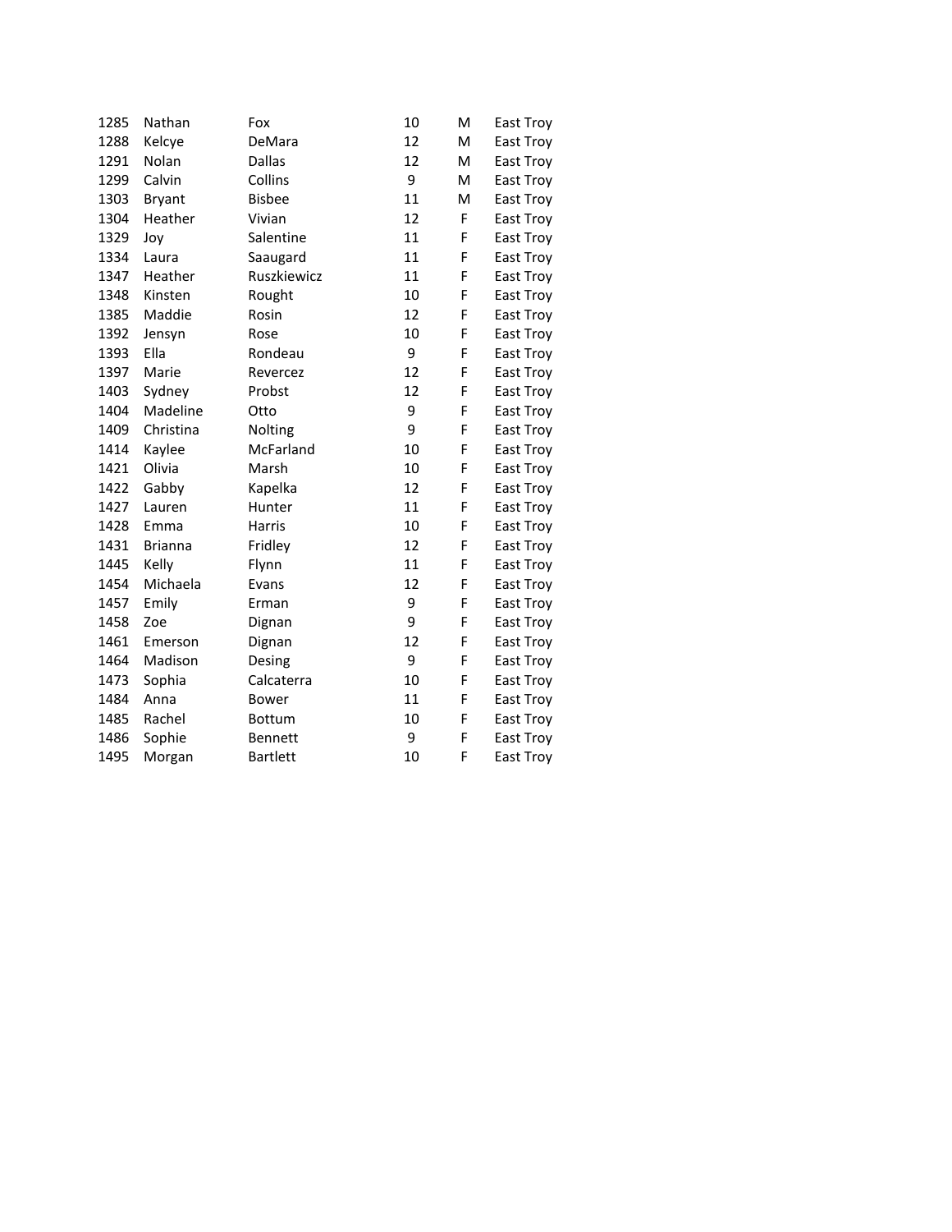| | | | | | |
|---|---|---|---|---|---|
| 1285 | Nathan | Fox | 10 | M | East Troy |
| 1288 | Kelcye | DeMara | 12 | M | East Troy |
| 1291 | Nolan | Dallas | 12 | M | East Troy |
| 1299 | Calvin | Collins | 9 | M | East Troy |
| 1303 | Bryant | Bisbee | 11 | M | East Troy |
| 1304 | Heather | Vivian | 12 | F | East Troy |
| 1329 | Joy | Salentine | 11 | F | East Troy |
| 1334 | Laura | Saaugard | 11 | F | East Troy |
| 1347 | Heather | Ruszkiewicz | 11 | F | East Troy |
| 1348 | Kinsten | Rought | 10 | F | East Troy |
| 1385 | Maddie | Rosin | 12 | F | East Troy |
| 1392 | Jensyn | Rose | 10 | F | East Troy |
| 1393 | Ella | Rondeau | 9 | F | East Troy |
| 1397 | Marie | Revercez | 12 | F | East Troy |
| 1403 | Sydney | Probst | 12 | F | East Troy |
| 1404 | Madeline | Otto | 9 | F | East Troy |
| 1409 | Christina | Nolting | 9 | F | East Troy |
| 1414 | Kaylee | McFarland | 10 | F | East Troy |
| 1421 | Olivia | Marsh | 10 | F | East Troy |
| 1422 | Gabby | Kapelka | 12 | F | East Troy |
| 1427 | Lauren | Hunter | 11 | F | East Troy |
| 1428 | Emma | Harris | 10 | F | East Troy |
| 1431 | Brianna | Fridley | 12 | F | East Troy |
| 1445 | Kelly | Flynn | 11 | F | East Troy |
| 1454 | Michaela | Evans | 12 | F | East Troy |
| 1457 | Emily | Erman | 9 | F | East Troy |
| 1458 | Zoe | Dignan | 9 | F | East Troy |
| 1461 | Emerson | Dignan | 12 | F | East Troy |
| 1464 | Madison | Desing | 9 | F | East Troy |
| 1473 | Sophia | Calcaterra | 10 | F | East Troy |
| 1484 | Anna | Bower | 11 | F | East Troy |
| 1485 | Rachel | Bottum | 10 | F | East Troy |
| 1486 | Sophie | Bennett | 9 | F | East Troy |
| 1495 | Morgan | Bartlett | 10 | F | East Troy |